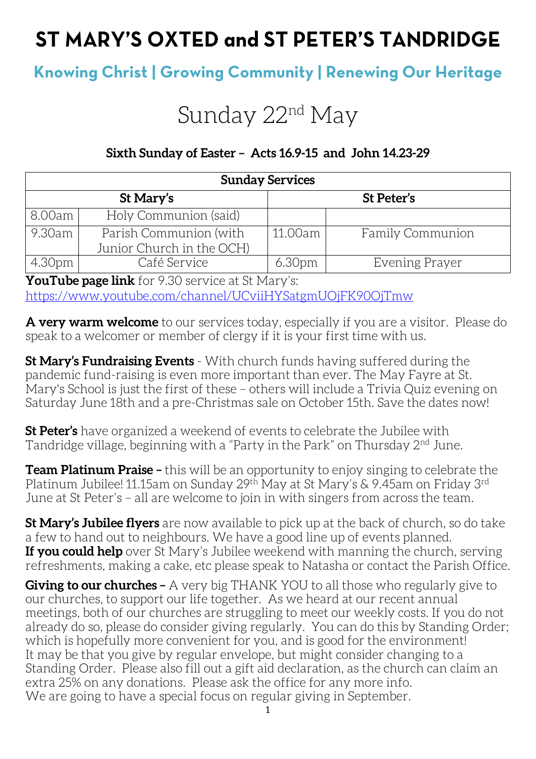# ST MARY'S OXTED and ST PETER'S TANDRIDGE

## Knowing Christ | Growing Community | Renewing Our Heritage

# Sunday 22nd May

**Sixth Sunday of Easter – Acts 16.9-15 and John 14.23-29**

| Sunday Services | | | |
|---|---|---|---|
| **St Mary's** | | **St Peter's** | |
| 8.00am | Holy Communion (said) | | |
| 9.30am | Parish Communion (with Junior Church in the OCH) | 11.00am | Family Communion |
| 4.30pm | Café Service | 6.30pm | Evening Prayer |

**YouTube page link** for 9.30 service at St Mary's:
https://www.youtube.com/channel/UCviiHYSatgmUOjFK90OjTmw

**A very warm welcome** to our services today, especially if you are a visitor. Please do speak to a welcomer or member of clergy if it is your first time with us.

**St Mary's Fundraising Events** - With church funds having suffered during the pandemic fund-raising is even more important than ever. The May Fayre at St. Mary's School is just the first of these – others will include a Trivia Quiz evening on Saturday June 18th and a pre-Christmas sale on October 15th. Save the dates now!

**St Peter's** have organized a weekend of events to celebrate the Jubilee with Tandridge village, beginning with a "Party in the Park" on Thursday 2nd June.

**Team Platinum Praise –** this will be an opportunity to enjoy singing to celebrate the Platinum Jubilee! 11.15am on Sunday 29th May at St Mary's & 9.45am on Friday 3rd June at St Peter's – all are welcome to join in with singers from across the team.

**St Mary's Jubilee flyers** are now available to pick up at the back of church, so do take a few to hand out to neighbours. We have a good line up of events planned.
**If you could help** over St Mary's Jubilee weekend with manning the church, serving refreshments, making a cake, etc please speak to Natasha or contact the Parish Office.

**Giving to our churches –** A very big THANK YOU to all those who regularly give to our churches, to support our life together. As we heard at our recent annual meetings, both of our churches are struggling to meet our weekly costs. If you do not already do so, please do consider giving regularly. You can do this by Standing Order; which is hopefully more convenient for you, and is good for the environment!
It may be that you give by regular envelope, but might consider changing to a Standing Order. Please also fill out a gift aid declaration, as the church can claim an extra 25% on any donations. Please ask the office for any more info.
We are going to have a special focus on regular giving in September.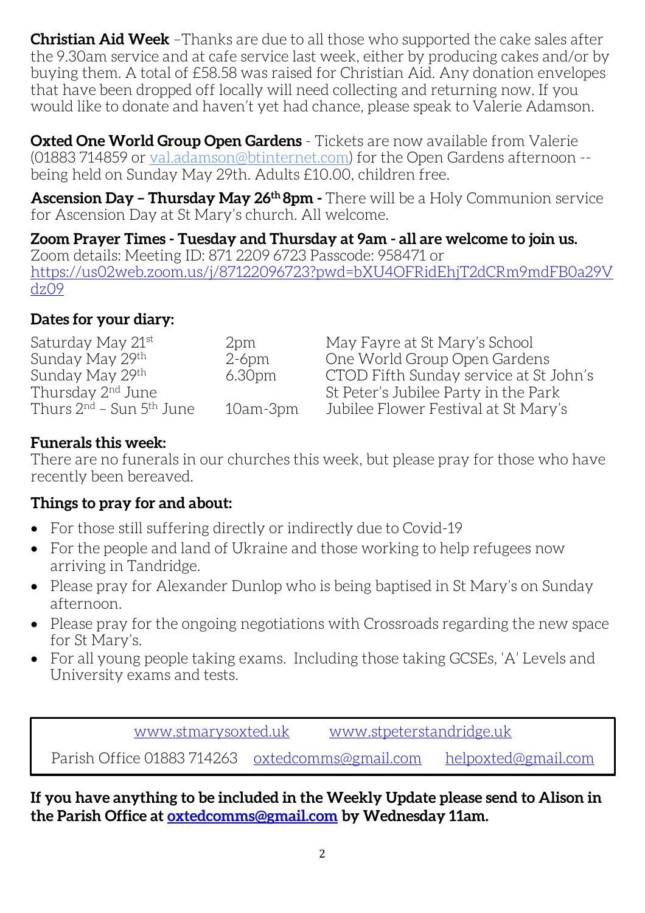**Christian Aid Week** –Thanks are due to all those who supported the cake sales after the 9.30am service and at cafe service last week, either by producing cakes and/or by buying them. A total of £58.58 was raised for Christian Aid. Any donation envelopes that have been dropped off locally will need collecting and returning now. If you would like to donate and haven't yet had chance, please speak to Valerie Adamson.

**Oxted One World Group Open Gardens** - Tickets are now available from Valerie (01883 714859 or val.adamson@btinternet.com) for the Open Gardens afternoon -- being held on Sunday May 29th. Adults £10.00, children free.

**Ascension Day – Thursday May 26th 8pm -** There will be a Holy Communion service for Ascension Day at St Mary's church. All welcome.

**Zoom Prayer Times - Tuesday and Thursday at 9am - all are welcome to join us.**
Zoom details: Meeting ID: 871 2209 6723 Passcode: 958471 or
https://us02web.zoom.us/j/87122096723?pwd=bXU4OFRidEhjT2dCRm9mdFB0a29Vdz09

### Dates for your diary:

| | | |
|---|---|---|
| Saturday May 21st | 2pm | May Fayre at St Mary's School |
| Sunday May 29th | 2-6pm | One World Group Open Gardens |
| Sunday May 29th | 6.30pm | CTOD Fifth Sunday service at St John's |
| Thursday 2nd June | | St Peter's Jubilee Party in the Park |
| Thurs 2nd – Sun 5th June | 10am-3pm | Jubilee Flower Festival at St Mary's |

### Funerals this week:
There are no funerals in our churches this week, but please pray for those who have recently been bereaved.

### Things to pray for and about:
- For those still suffering directly or indirectly due to Covid-19
- For the people and land of Ukraine and those working to help refugees now arriving in Tandridge.
- Please pray for Alexander Dunlop who is being baptised in St Mary's on Sunday afternoon.
- Please pray for the ongoing negotiations with Crossroads regarding the new space for St Mary's.
- For all young people taking exams. Including those taking GCSEs, 'A' Levels and University exams and tests.

www.stmarysoxted.uk www.stpeterstandridge.uk

Parish Office 01883 714263 oxtedcomms@gmail.com helpoxted@gmail.com

**If you have anything to be included in the Weekly Update please send to Alison in the Parish Office at oxtedcomms@gmail.com by Wednesday 11am.**